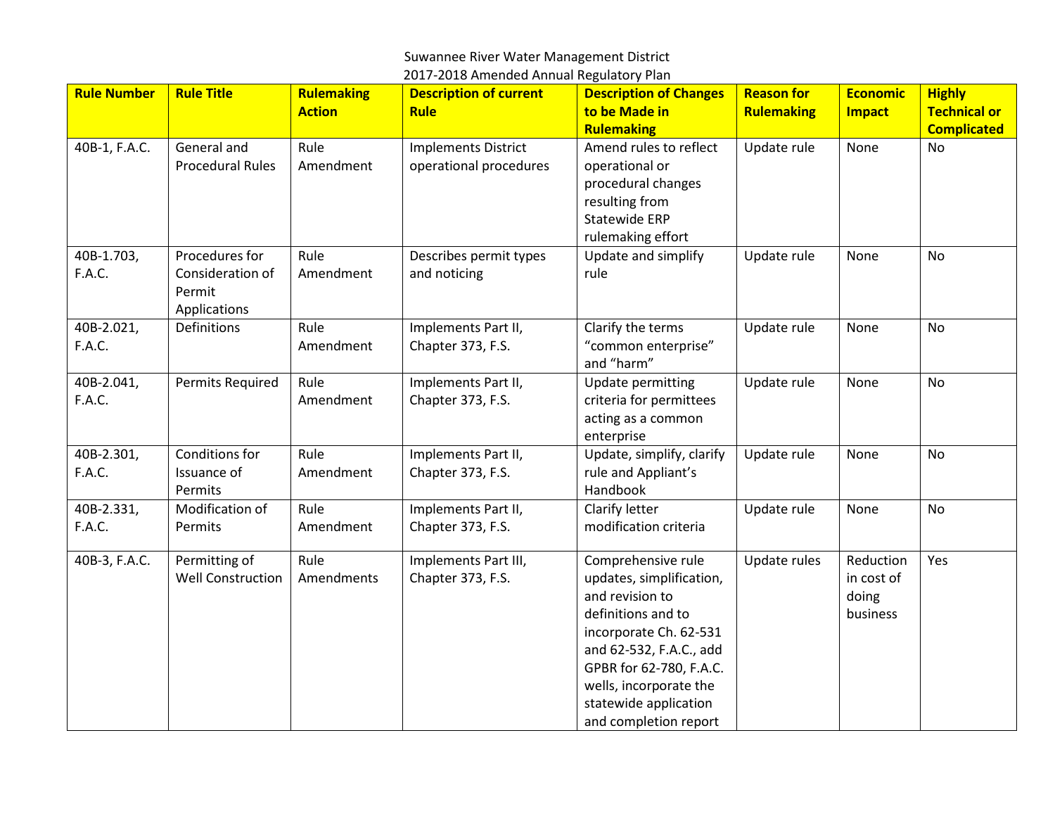# Suwannee River Water Management District
## 2017-2018 Amended Annual Regulatory Plan

| Rule Number | Rule Title | Rulemaking Action | Description of current Rule | Description of Changes to be Made in Rulemaking | Reason for Rulemaking | Economic Impact | Highly Technical or Complicated |
|---|---|---|---|---|---|---|---|
| 40B-1, F.A.C. | General and Procedural Rules | Rule Amendment | Implements District operational procedures | Amend rules to reflect operational or procedural changes resulting from Statewide ERP rulemaking effort | Update rule | None | No |
| 40B-1.703, F.A.C. | Procedures for Consideration of Permit Applications | Rule Amendment | Describes permit types and noticing | Update and simplify rule | Update rule | None | No |
| 40B-2.021, F.A.C. | Definitions | Rule Amendment | Implements Part II, Chapter 373, F.S. | Clarify the terms "common enterprise" and "harm" | Update rule | None | No |
| 40B-2.041, F.A.C. | Permits Required | Rule Amendment | Implements Part II, Chapter 373, F.S. | Update permitting criteria for permittees acting as a common enterprise | Update rule | None | No |
| 40B-2.301, F.A.C. | Conditions for Issuance of Permits | Rule Amendment | Implements Part II, Chapter 373, F.S. | Update, simplify, clarify rule and Appliant's Handbook | Update rule | None | No |
| 40B-2.331, F.A.C. | Modification of Permits | Rule Amendment | Implements Part II, Chapter 373, F.S. | Clarify letter modification criteria | Update rule | None | No |
| 40B-3, F.A.C. | Permitting of Well Construction | Rule Amendments | Implements Part III, Chapter 373, F.S. | Comprehensive rule updates, simplification, and revision to definitions and to incorporate Ch. 62-531 and 62-532, F.A.C., add GPBR for 62-780, F.A.C. wells, incorporate the statewide application and completion report | Update rules | Reduction in cost of doing business | Yes |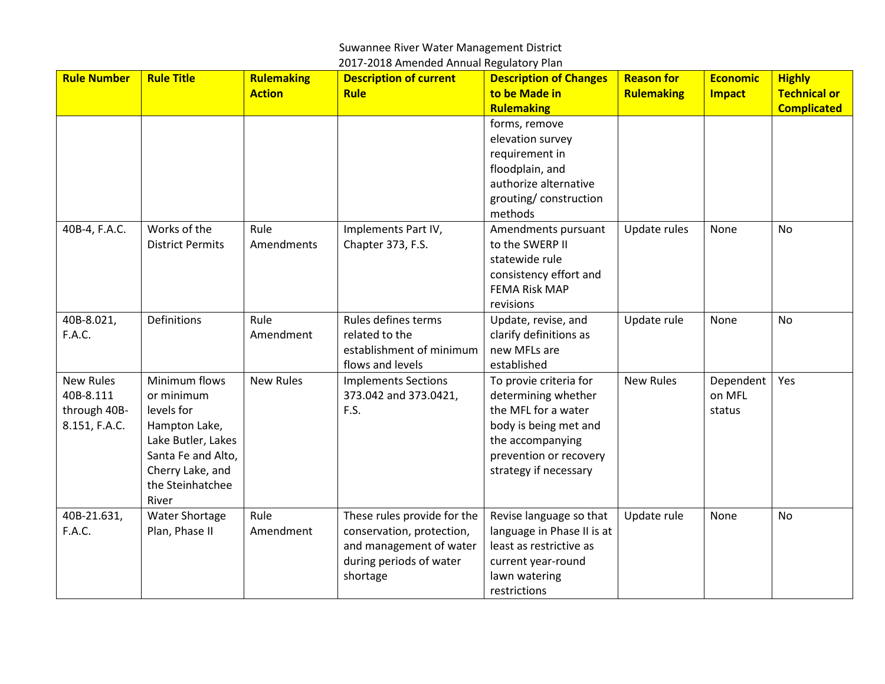Suwannee River Water Management District
2017-2018 Amended Annual Regulatory Plan

| Rule Number | Rule Title | Rulemaking Action | Description of current Rule | Description of Changes to be Made in Rulemaking | Reason for Rulemaking | Economic Impact | Highly Technical or Complicated |
|---|---|---|---|---|---|---|---|
| | | | | forms, remove elevation survey requirement in floodplain, and authorize alternative grouting/ construction methods | | | |
| 40B-4, F.A.C. | Works of the District Permits | Rule Amendments | Implements Part IV, Chapter 373, F.S. | Amendments pursuant to the SWERP II statewide rule consistency effort and FEMA Risk MAP revisions | Update rules | None | No |
| 40B-8.021, F.A.C. | Definitions | Rule Amendment | Rules defines terms related to the establishment of minimum flows and levels | Update, revise, and clarify definitions as new MFLs are established | Update rule | None | No |
| New Rules 40B-8.111 through 40B-8.151, F.A.C. | Minimum flows or minimum levels for Hampton Lake, Lake Butler, Lakes Santa Fe and Alto, Cherry Lake, and the Steinhatchee River | New Rules | Implements Sections 373.042 and 373.0421, F.S. | To provie criteria for determining whether the MFL for a water body is being met and the accompanying prevention or recovery strategy if necessary | New Rules | Dependent on MFL status | Yes |
| 40B-21.631, F.A.C. | Water Shortage Plan, Phase II | Rule Amendment | These rules provide for the conservation, protection, and management of water during periods of water shortage | Revise language so that language in Phase II is at least as restrictive as current year-round lawn watering restrictions | Update rule | None | No |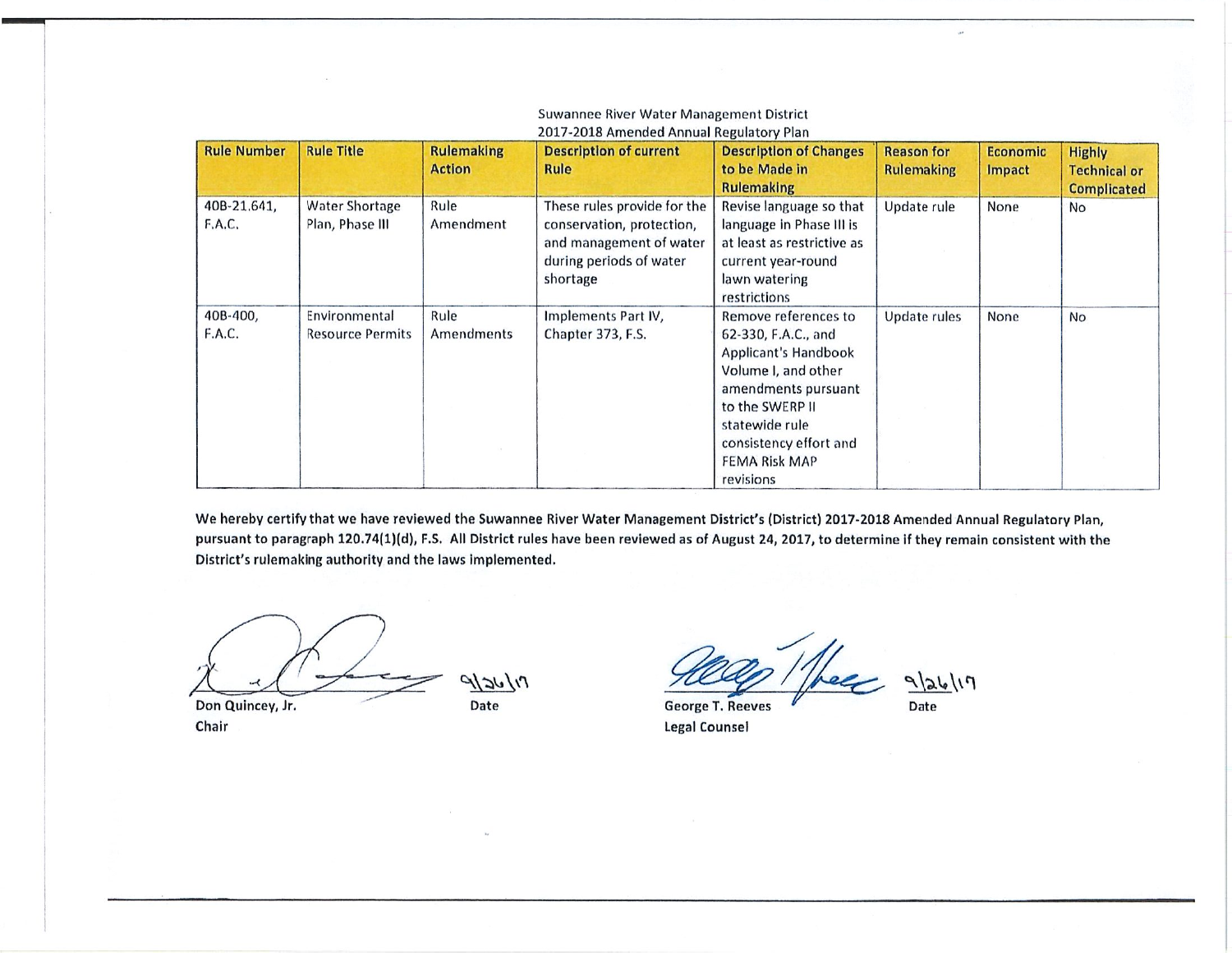Suwannee River Water Management District
2017-2018 Amended Annual Regulatory Plan

| Rule Number | Rule Title | Rulemaking Action | Description of current Rule | Description of Changes to be Made in Rulemaking | Reason for Rulemaking | Economic Impact | Highly Technical or Complicated |
|---|---|---|---|---|---|---|---|
| 40B-21.641, F.A.C. | Water Shortage Plan, Phase III | Rule Amendment | These rules provide for the conservation, protection, and management of water during periods of water shortage | Revise language so that language in Phase III is at least as restrictive as current year-round lawn watering restrictions | Update rule | None | No |
| 40B-400, F.A.C. | Environmental Resource Permits | Rule Amendments | Implements Part IV, Chapter 373, F.S. | Remove references to 62-330, F.A.C., and Applicant's Handbook Volume I, and other amendments pursuant to the SWERP II statewide rule consistency effort and FEMA Risk MAP revisions | Update rules | None | No |

**We hereby certify that we have reviewed the Suwannee River Water Management District's (District) 2017-2018 Amended Annual Regulatory Plan, pursuant to paragraph 120.74(1)(d), F.S. All District rules have been reviewed as of August 24, 2017, to determine if they remain consistent with the District's rulemaking authority and the laws implemented.**

9/26/17

**Don Quincey, Jr.** | **Date**
**Chair**

9/26/17

**George T. Reeves** | **Date**
**Legal Counsel**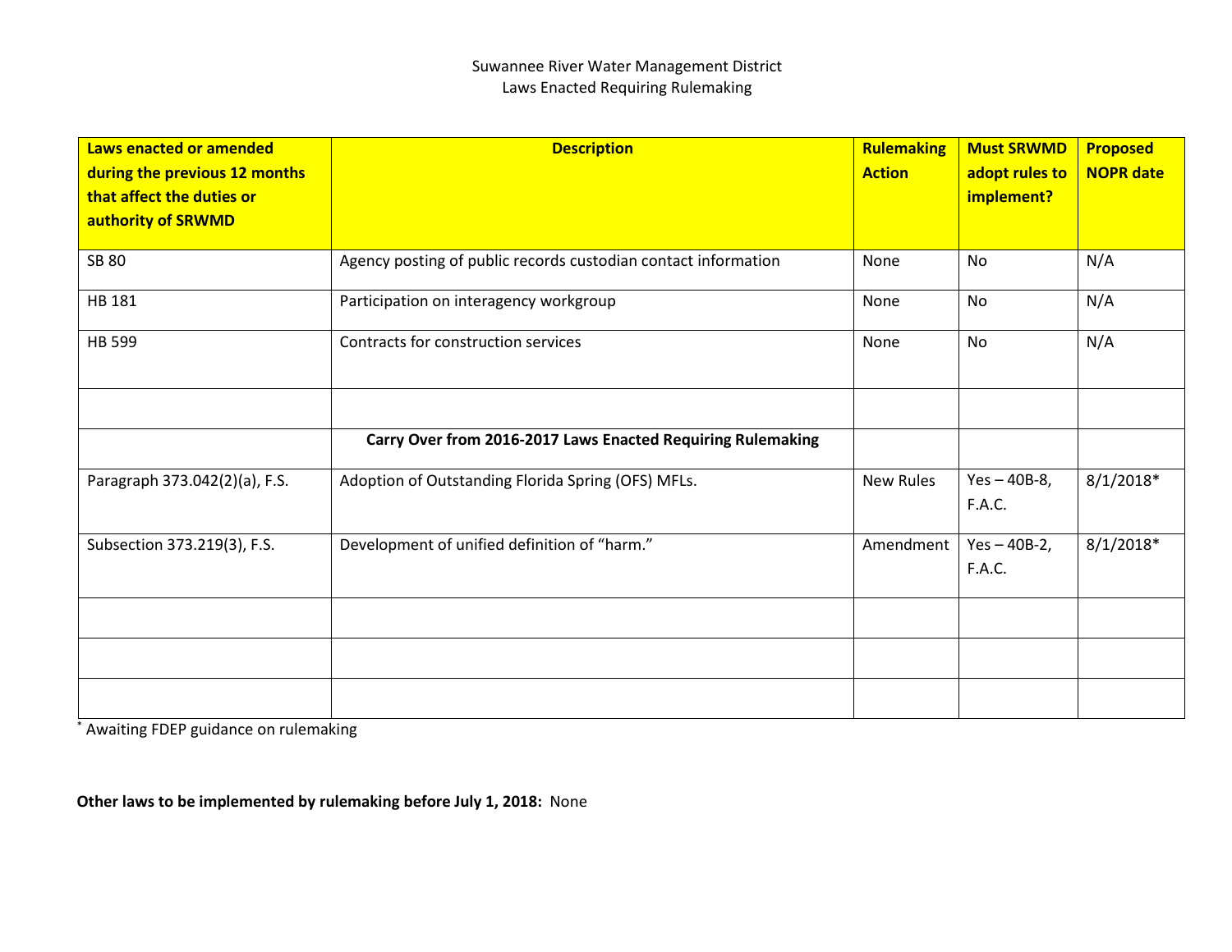Suwannee River Water Management District
Laws Enacted Requiring Rulemaking

| Laws enacted or amended during the previous 12 months that affect the duties or authority of SRWMD | Description | Rulemaking Action | Must SRWMD adopt rules to implement? | Proposed NOPR date |
|---|---|---|---|---|
| SB 80 | Agency posting of public records custodian contact information | None | No | N/A |
| HB 181 | Participation on interagency workgroup | None | No | N/A |
| HB 599 | Contracts for construction services | None | No | N/A |
| | | | | |
| | **Carry Over from 2016-2017 Laws Enacted Requiring Rulemaking** | | | |
| Paragraph 373.042(2)(a), F.S. | Adoption of Outstanding Florida Spring (OFS) MFLs. | New Rules | Yes – 40B-8, F.A.C. | 8/1/2018* |
| Subsection 373.219(3), F.S. | Development of unified definition of "harm." | Amendment | Yes – 40B-2, F.A.C. | 8/1/2018* |
| | | | | |
| | | | | |
| | | | | |

* Awaiting FDEP guidance on rulemaking

**Other laws to be implemented by rulemaking before July 1, 2018:** None